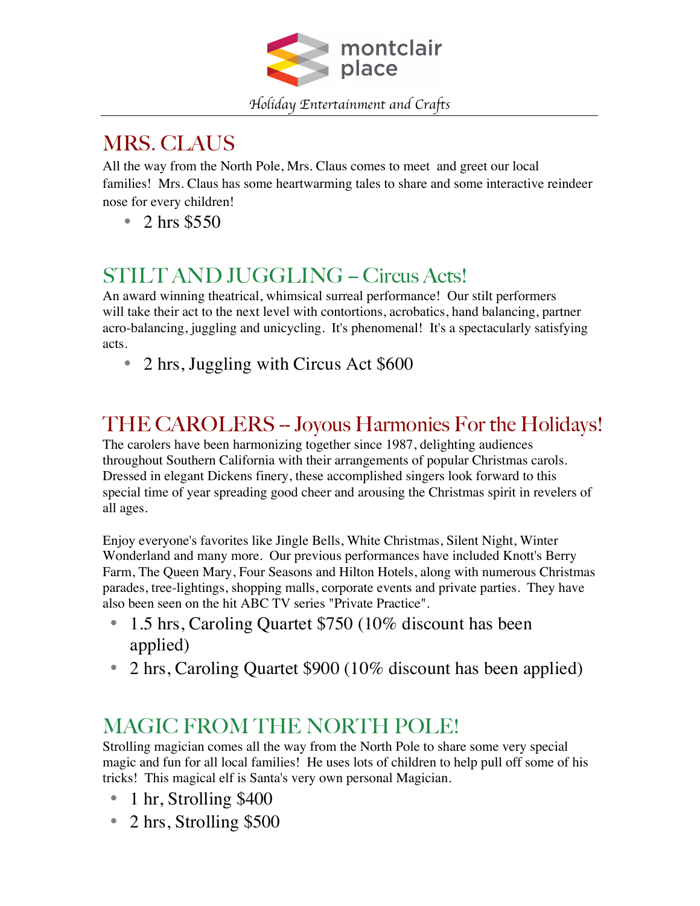montclair place

*Holiday Entertainment and Crafts*

## MRS. CLAUS

All the way from the North Pole, Mrs. Claus comes to meet and greet our local families! Mrs. Claus has some heartwarming tales to share and some interactive reindeer nose for every children!

- 2 hrs $550

## STILT AND JUGGLING – Circus Acts!

An award winning theatrical, whimsical surreal performance! Our stilt performers will take their act to the next level with contortions, acrobatics, hand balancing, partner acro-balancing, juggling and unicycling. It's phenomenal! It's a spectacularly satisfying acts.

- 2 hrs, Juggling with Circus Act $600

## THE CAROLERS -- Joyous Harmonies For the Holidays!

The carolers have been harmonizing together since 1987, delighting audiences throughout Southern California with their arrangements of popular Christmas carols. Dressed in elegant Dickens finery, these accomplished singers look forward to this special time of year spreading good cheer and arousing the Christmas spirit in revelers of all ages.

Enjoy everyone's favorites like Jingle Bells, White Christmas, Silent Night, Winter Wonderland and many more. Our previous performances have included Knott's Berry Farm, The Queen Mary, Four Seasons and Hilton Hotels, along with numerous Christmas parades, tree-lightings, shopping malls, corporate events and private parties. They have also been seen on the hit ABC TV series "Private Practice".

- 1.5 hrs, Caroling Quartet $750 (10% discount has been applied)
- 2 hrs, Caroling Quartet $900 (10% discount has been applied)

## MAGIC FROM THE NORTH POLE!

Strolling magician comes all the way from the North Pole to share some very special magic and fun for all local families! He uses lots of children to help pull off some of his tricks! This magical elf is Santa's very own personal Magician.

- 1 hr, Strolling $400
- 2 hrs, Strolling $500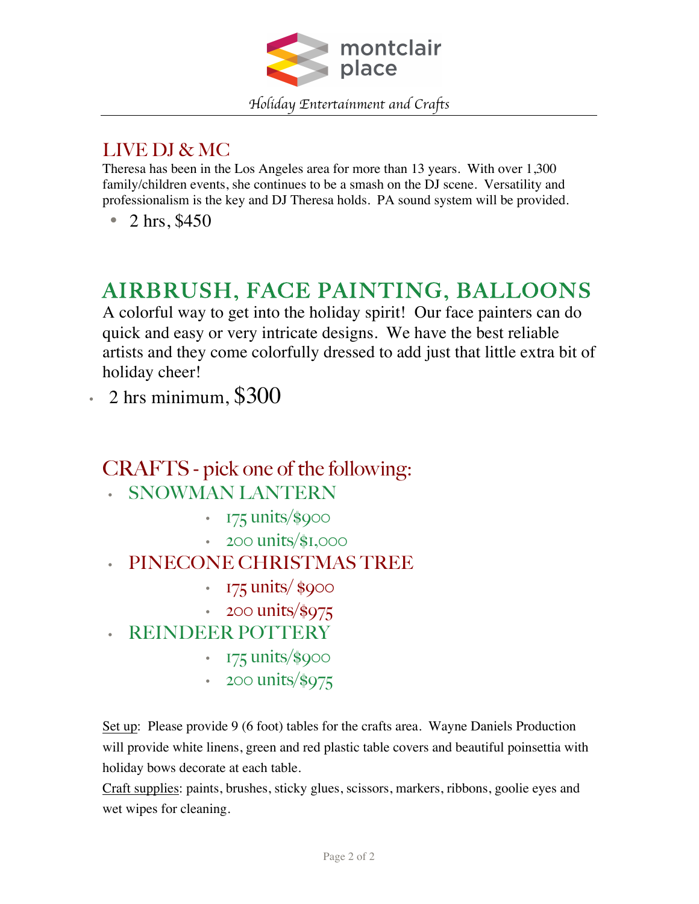montclair place

*Holiday Entertainment and Crafts*

## LIVE DJ & MC

Theresa has been in the Los Angeles area for more than 13 years. With over 1,300 family/children events, she continues to be a smash on the DJ scene. Versatility and professionalism is the key and DJ Theresa holds. PA sound system will be provided.

- 2 hrs, $450

## AIRBRUSH, FACE PAINTING, BALLOONS

A colorful way to get into the holiday spirit! Our face painters can do quick and easy or very intricate designs. We have the best reliable artists and they come colorfully dressed to add just that little extra bit of holiday cheer!

- 2 hrs minimum, $300

## CRAFTS - pick one of the following:

- SNOWMAN LANTERN
  - 175 units/$900
  - 200 units/$1,000
- PINECONE CHRISTMAS TREE
  - 175 units/ $900
  - 200 units/$975
- REINDEER POTTERY
  - 175 units/$900
  - 200 units/$975

Set up: Please provide 9 (6 foot) tables for the crafts area. Wayne Daniels Production will provide white linens, green and red plastic table covers and beautiful poinsettia with holiday bows decorate at each table.

Craft supplies: paints, brushes, sticky glues, scissors, markers, ribbons, goolie eyes and wet wipes for cleaning.